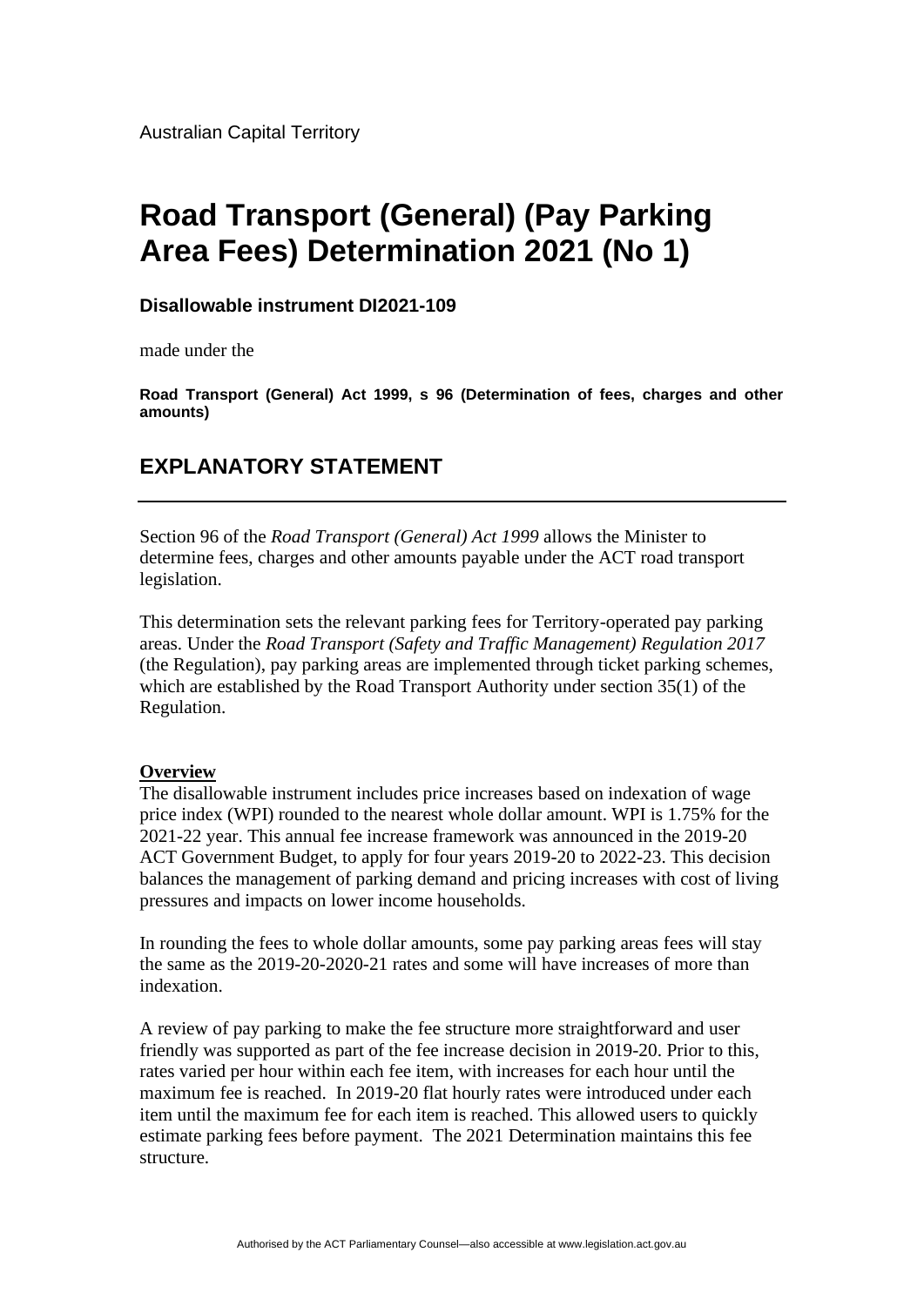Australian Capital Territory

# Road Transport (General) (Pay Parking Area Fees) Determination 2021 (No 1)

**Disallowable instrument DI2021-109**

made under the

**Road Transport (General) Act 1999, s 96 (Determination of fees, charges and other amounts)**

## EXPLANATORY STATEMENT

---

Section 96 of the *Road Transport (General) Act 1999* allows the Minister to determine fees, charges and other amounts payable under the ACT road transport legislation.

This determination sets the relevant parking fees for Territory-operated pay parking areas. Under the *Road Transport (Safety and Traffic Management) Regulation 2017* (the Regulation), pay parking areas are implemented through ticket parking schemes, which are established by the Road Transport Authority under section 35(1) of the Regulation.

**Overview**

The disallowable instrument includes price increases based on indexation of wage price index (WPI) rounded to the nearest whole dollar amount. WPI is 1.75% for the 2021-22 year. This annual fee increase framework was announced in the 2019-20 ACT Government Budget, to apply for four years 2019-20 to 2022-23. This decision balances the management of parking demand and pricing increases with cost of living pressures and impacts on lower income households.

In rounding the fees to whole dollar amounts, some pay parking areas fees will stay the same as the 2019-20-2020-21 rates and some will have increases of more than indexation.

A review of pay parking to make the fee structure more straightforward and user friendly was supported as part of the fee increase decision in 2019-20. Prior to this, rates varied per hour within each fee item, with increases for each hour until the maximum fee is reached. In 2019-20 flat hourly rates were introduced under each item until the maximum fee for each item is reached. This allowed users to quickly estimate parking fees before payment. The 2021 Determination maintains this fee structure.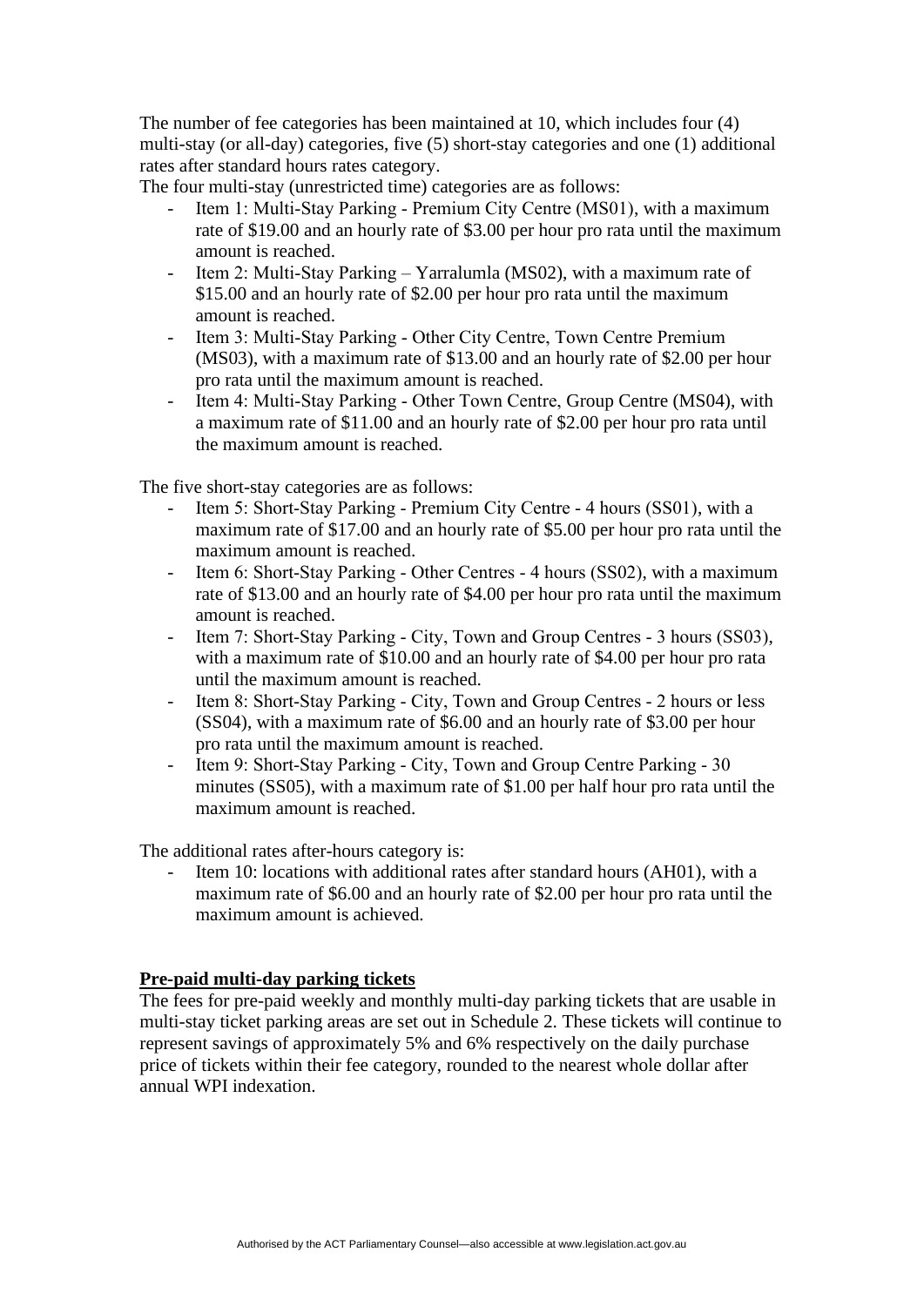The number of fee categories has been maintained at 10, which includes four (4) multi-stay (or all-day) categories, five (5) short-stay categories and one (1) additional rates after standard hours rates category.

The four multi-stay (unrestricted time) categories are as follows:

- Item 1: Multi-Stay Parking - Premium City Centre (MS01), with a maximum rate of $19.00 and an hourly rate of $3.00 per hour pro rata until the maximum amount is reached.
- Item 2: Multi-Stay Parking – Yarralumla (MS02), with a maximum rate of $15.00 and an hourly rate of $2.00 per hour pro rata until the maximum amount is reached.
- Item 3: Multi-Stay Parking - Other City Centre, Town Centre Premium (MS03), with a maximum rate of $13.00 and an hourly rate of $2.00 per hour pro rata until the maximum amount is reached.
- Item 4: Multi-Stay Parking - Other Town Centre, Group Centre (MS04), with a maximum rate of $11.00 and an hourly rate of $2.00 per hour pro rata until the maximum amount is reached.

The five short-stay categories are as follows:

- Item 5: Short-Stay Parking - Premium City Centre - 4 hours (SS01), with a maximum rate of $17.00 and an hourly rate of $5.00 per hour pro rata until the maximum amount is reached.
- Item 6: Short-Stay Parking - Other Centres - 4 hours (SS02), with a maximum rate of $13.00 and an hourly rate of $4.00 per hour pro rata until the maximum amount is reached.
- Item 7: Short-Stay Parking - City, Town and Group Centres - 3 hours (SS03), with a maximum rate of $10.00 and an hourly rate of $4.00 per hour pro rata until the maximum amount is reached.
- Item 8: Short-Stay Parking - City, Town and Group Centres - 2 hours or less (SS04), with a maximum rate of $6.00 and an hourly rate of $3.00 per hour pro rata until the maximum amount is reached.
- Item 9: Short-Stay Parking - City, Town and Group Centre Parking - 30 minutes (SS05), with a maximum rate of $1.00 per half hour pro rata until the maximum amount is reached.

The additional rates after-hours category is:

- Item 10: locations with additional rates after standard hours (AH01), with a maximum rate of $6.00 and an hourly rate of $2.00 per hour pro rata until the maximum amount is achieved.

**Pre-paid multi-day parking tickets**

The fees for pre-paid weekly and monthly multi-day parking tickets that are usable in multi-stay ticket parking areas are set out in Schedule 2. These tickets will continue to represent savings of approximately 5% and 6% respectively on the daily purchase price of tickets within their fee category, rounded to the nearest whole dollar after annual WPI indexation.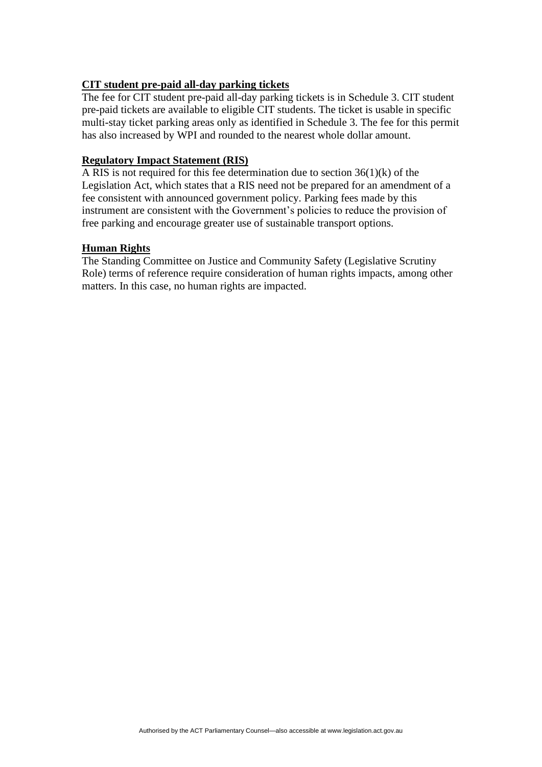**CIT student pre-paid all-day parking tickets**

The fee for CIT student pre-paid all-day parking tickets is in Schedule 3. CIT student pre-paid tickets are available to eligible CIT students. The ticket is usable in specific multi-stay ticket parking areas only as identified in Schedule 3. The fee for this permit has also increased by WPI and rounded to the nearest whole dollar amount.

**Regulatory Impact Statement (RIS)**

A RIS is not required for this fee determination due to section 36(1)(k) of the Legislation Act, which states that a RIS need not be prepared for an amendment of a fee consistent with announced government policy. Parking fees made by this instrument are consistent with the Government's policies to reduce the provision of free parking and encourage greater use of sustainable transport options.

**Human Rights**

The Standing Committee on Justice and Community Safety (Legislative Scrutiny Role) terms of reference require consideration of human rights impacts, among other matters. In this case, no human rights are impacted.